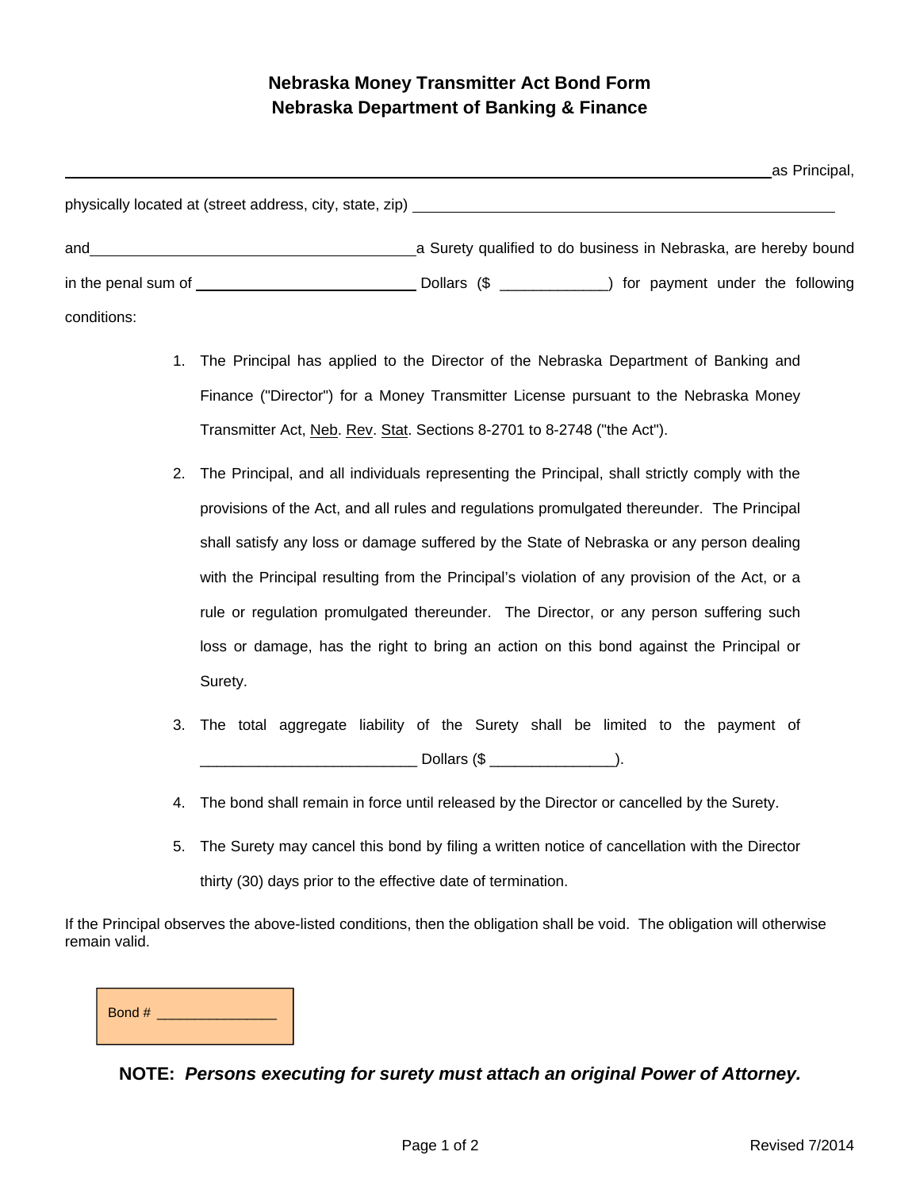# Nebraska Money Transmitter Act Bond Form
## Nebraska Department of Banking & Finance

\_\_\_\_\_\_\_\_\_\_\_\_\_\_\_\_\_\_\_\_\_\_\_\_\_\_\_\_\_\_\_\_\_\_\_\_\_\_\_\_\_\_\_\_\_\_\_\_\_\_\_\_\_\_\_\_\_\_\_\_\_\_\_\_\_\_\_\_\_\_ as Principal,

physically located at (street address, city, state, zip) \_\_\_\_\_\_\_\_\_\_\_\_\_\_\_\_\_\_\_\_\_\_\_\_\_\_\_\_\_\_\_\_\_\_\_\_\_\_\_\_\_\_

and \_\_\_\_\_\_\_\_\_\_\_\_\_\_\_\_\_\_\_\_\_\_\_\_\_\_\_\_\_\_\_\_\_\_ a Surety qualified to do business in Nebraska, are hereby bound in the penal sum of \_\_\_\_\_\_\_\_\_\_\_\_\_\_\_\_\_\_\_\_\_\_ Dollars ($ \_\_\_\_\_\_\_\_\_\_\_\_) for payment under the following conditions:

1. The Principal has applied to the Director of the Nebraska Department of Banking and Finance ("Director") for a Money Transmitter License pursuant to the Nebraska Money Transmitter Act, Neb. Rev. Stat. Sections 8-2701 to 8-2748 ("the Act").

2. The Principal, and all individuals representing the Principal, shall strictly comply with the provisions of the Act, and all rules and regulations promulgated thereunder. The Principal shall satisfy any loss or damage suffered by the State of Nebraska or any person dealing with the Principal resulting from the Principal's violation of any provision of the Act, or a rule or regulation promulgated thereunder. The Director, or any person suffering such loss or damage, has the right to bring an action on this bond against the Principal or Surety.

3. The total aggregate liability of the Surety shall be limited to the payment of \_\_\_\_\_\_\_\_\_\_\_\_\_\_\_\_\_\_\_\_\_\_\_\_\_ Dollars ($ \_\_\_\_\_\_\_\_\_\_\_\_\_\_\_).

4. The bond shall remain in force until released by the Director or cancelled by the Surety.

5. The Surety may cancel this bond by filing a written notice of cancellation with the Director thirty (30) days prior to the effective date of termination.

If the Principal observes the above-listed conditions, then the obligation shall be void. The obligation will otherwise remain valid.

Bond # \_\_\_\_\_\_\_\_\_\_\_\_\_\_\_

**NOTE:** ***Persons executing for surety must attach an original Power of Attorney.***

Revised 7/2014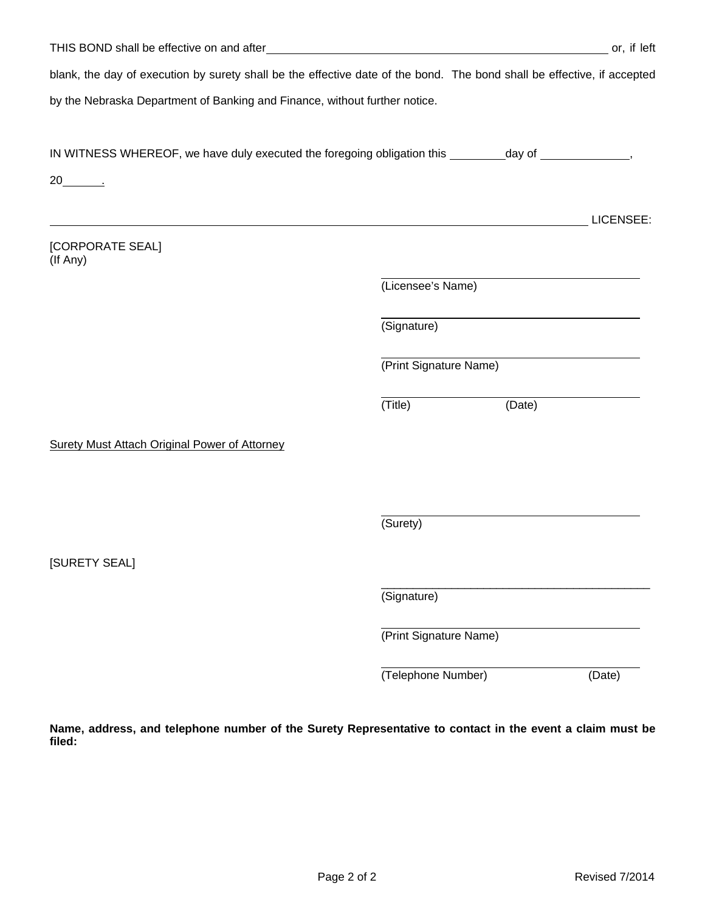THIS BOND shall be effective on and after \_\_\_\_\_\_\_\_\_\_\_\_\_\_\_\_\_\_\_\_\_\_\_\_\_\_\_\_\_\_\_\_\_\_\_\_\_\_\_\_\_\_\_\_\_\_\_\_\_\_ or, if left blank, the day of execution by surety shall be the effective date of the bond. The bond shall be effective, if accepted by the Nebraska Department of Banking and Finance, without further notice.

IN WITNESS WHEREOF, we have duly executed the foregoing obligation this \_\_\_\_\_\_\_\_ day of \_\_\_\_\_\_\_\_\_\_\_\_\_, 20\_\_\_\_\_\_.

\_\_\_\_\_\_\_\_\_\_\_\_\_\_\_\_\_\_\_\_\_\_\_\_\_\_\_\_\_\_\_\_\_\_\_\_\_\_\_\_\_\_\_\_\_\_\_\_\_\_\_\_\_\_\_\_\_\_\_\_\_\_\_\_\_\_\_\_\_\_\_\_\_\_ LICENSEE:

[CORPORATE SEAL]
(If Any)

\_\_\_\_\_\_\_\_\_\_\_\_\_\_\_\_\_\_\_\_\_\_\_\_\_\_\_\_\_\_\_\_\_\_\_\_\_\_
(Licensee's Name)

\_\_\_\_\_\_\_\_\_\_\_\_\_\_\_\_\_\_\_\_\_\_\_\_\_\_\_\_\_\_\_\_\_\_\_\_\_\_
(Signature)

\_\_\_\_\_\_\_\_\_\_\_\_\_\_\_\_\_\_\_\_\_\_\_\_\_\_\_\_\_\_\_\_\_\_\_\_\_\_
(Print Signature Name)

\_\_\_\_\_\_\_\_\_\_\_\_\_\_\_\_\_\_\_\_\_\_\_\_\_\_\_\_\_\_\_\_\_\_\_\_\_\_
(Title) (Date)

Surety Must Attach Original Power of Attorney

\_\_\_\_\_\_\_\_\_\_\_\_\_\_\_\_\_\_\_\_\_\_\_\_\_\_\_\_\_\_\_\_\_\_\_\_\_\_
(Surety)

[SURETY SEAL]

\_\_\_\_\_\_\_\_\_\_\_\_\_\_\_\_\_\_\_\_\_\_\_\_\_\_\_\_\_\_\_\_\_\_\_\_\_\_
(Signature)

\_\_\_\_\_\_\_\_\_\_\_\_\_\_\_\_\_\_\_\_\_\_\_\_\_\_\_\_\_\_\_\_\_\_\_\_\_\_
(Print Signature Name)

\_\_\_\_\_\_\_\_\_\_\_\_\_\_\_\_\_\_\_\_\_\_\_\_\_\_\_\_\_\_\_\_\_\_\_\_\_\_
(Telephone Number) (Date)

**Name, address, and telephone number of the Surety Representative to contact in the event a claim must be filed:**

Revised 7/2014